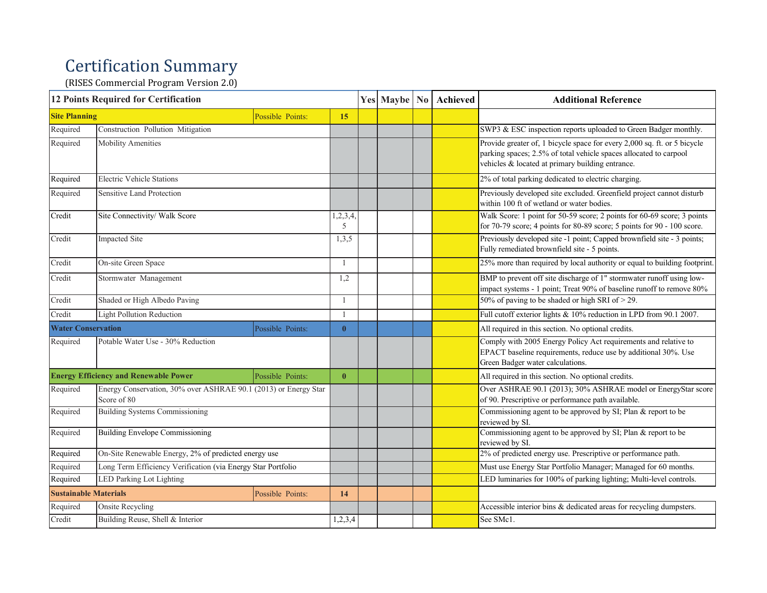# Certification Summary

(RISES Commercial Program Version 2.0)

| 12 Points Required for Certification | | | | Yes | Maybe | No | Achieved | Additional Reference |
|---|---|---|---|---|---|---|---|---|
| **Site Planning** | | Possible Points: | **15** | | | | | |
| Required | Construction Pollution Mitigation | | | | | | | SWP3 & ESC inspection reports uploaded to Green Badger monthly. |
| Required | Mobility Amenities | | | | | | | Provide greater of, 1 bicycle space for every 2,000 sq. ft. or 5 bicycle parking spaces; 2.5% of total vehicle spaces allocated to carpool vehicles & located at primary building entrance. |
| Required | Electric Vehicle Stations | | | | | | | 2% of total parking dedicated to electric charging. |
| Required | Sensitive Land Protection | | | | | | | Previously developed site excluded. Greenfield project cannot disturb within 100 ft of wetland or water bodies. |
| Credit | Site Connectivity/ Walk Score | | 1,2,3,4,5 | | | | | Walk Score: 1 point for 50-59 score; 2 points for 60-69 score; 3 points for 70-79 score; 4 points for 80-89 score; 5 points for 90 - 100 score. |
| Credit | Impacted Site | | 1,3,5 | | | | | Previously developed site -1 point; Capped brownfield site - 3 points; Fully remediated brownfield site - 5 points. |
| Credit | On-site Green Space | | 1 | | | | | 25% more than required by local authority or equal to building footprint. |
| Credit | Stormwater Management | | 1,2 | | | | | BMP to prevent off site discharge of 1" stormwater runoff using low-impact systems - 1 point; Treat 90% of baseline runoff to remove 80% |
| Credit | Shaded or High Albedo Paving | | 1 | | | | | 50% of paving to be shaded or high SRI of > 29. |
| Credit | Light Pollution Reduction | | 1 | | | | | Full cutoff exterior lights & 10% reduction in LPD from 90.1 2007. |
| **Water Conservation** | | Possible Points: | **0** | | | | | All required in this section. No optional credits. |
| Required | Potable Water Use - 30% Reduction | | | | | | | Comply with 2005 Energy Policy Act requirements and relative to EPACT baseline requirements, reduce use by additional 30%. Use Green Badger water calculations. |
| **Energy Efficiency and Renewable Power** | | Possible Points: | **0** | | | | | All required in this section. No optional credits. |
| Required | Energy Conservation, 30% over ASHRAE 90.1 (2013) or Energy Star Score of 80 | | | | | | | Over ASHRAE 90.1 (2013); 30% ASHRAE model or EnergyStar score of 90. Prescriptive or performance path available. |
| Required | Building Systems Commissioning | | | | | | | Commissioning agent to be approved by SI; Plan & report to be reviewed by SI. |
| Required | Building Envelope Commissioning | | | | | | | Commissioning agent to be approved by SI; Plan & report to be reviewed by SI. |
| Required | On-Site Renewable Energy, 2% of predicted energy use | | | | | | | 2% of predicted energy use. Prescriptive or performance path. |
| Required | Long Term Efficiency Verification (via Energy Star Portfolio | | | | | | | Must use Energy Star Portfolio Manager; Managed for 60 months. |
| Required | LED Parking Lot Lighting | | | | | | | LED luminaries for 100% of parking lighting; Multi-level controls. |
| **Sustainable Materials** | | Possible Points: | **14** | | | | | |
| Required | Onsite Recycling | | | | | | | Accessible interior bins & dedicated areas for recycling dumpsters. |
| Credit | Building Reuse, Shell & Interior | | 1,2,3,4 | | | | | See SMc1. |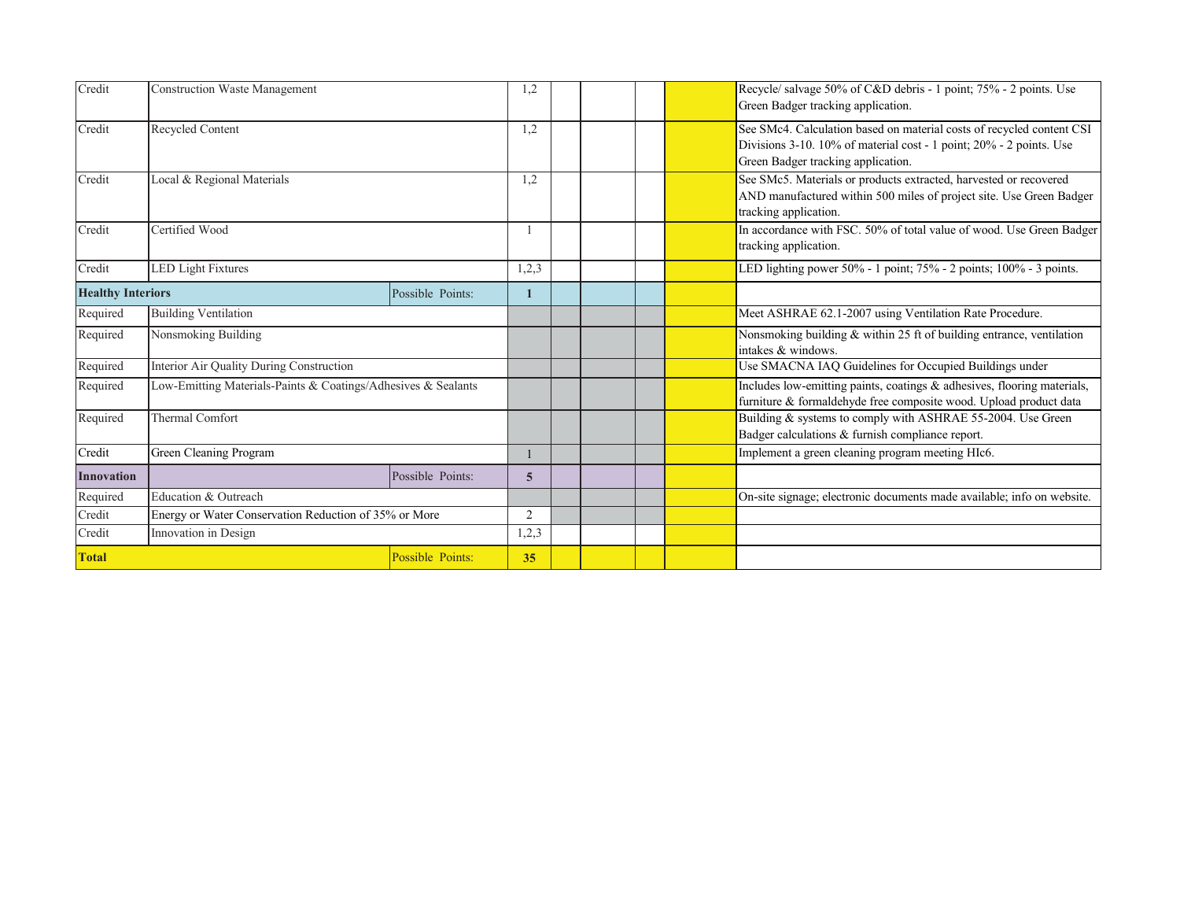| | | | | | | | | |
|---|---|---|---|---|---|---|---|---|
| Credit | Construction Waste Management | | 1,2 | | | | | Recycle/ salvage 50% of C&D debris - 1 point; 75% - 2 points. Use Green Badger tracking application. |
| Credit | Recycled Content | | 1,2 | | | | | See SMc4. Calculation based on material costs of recycled content CSI Divisions 3-10. 10% of material cost - 1 point; 20% - 2 points. Use Green Badger tracking application. |
| Credit | Local & Regional Materials | | 1,2 | | | | | See SMc5. Materials or products extracted, harvested or recovered AND manufactured within 500 miles of project site. Use Green Badger tracking application. |
| Credit | Certified Wood | | 1 | | | | | In accordance with FSC. 50% of total value of wood. Use Green Badger tracking application. |
| Credit | LED Light Fixtures | | 1,2,3 | | | | | LED lighting power 50% - 1 point; 75% - 2 points; 100% - 3 points. |
| **Healthy Interiors** | | Possible Points: | **1** | | | | | |
| Required | Building Ventilation | | | | | | | Meet ASHRAE 62.1-2007 using Ventilation Rate Procedure. |
| Required | Nonsmoking Building | | | | | | | Nonsmoking building & within 25 ft of building entrance, ventilation intakes & windows. |
| Required | Interior Air Quality During Construction | | | | | | | Use SMACNA IAQ Guidelines for Occupied Buildings under |
| Required | Low-Emitting Materials-Paints & Coatings/Adhesives & Sealants | | | | | | | Includes low-emitting paints, coatings & adhesives, flooring materials, furniture & formaldehyde free composite wood. Upload product data |
| Required | Thermal Comfort | | | | | | | Building & systems to comply with ASHRAE 55-2004. Use Green Badger calculations & furnish compliance report. |
| Credit | Green Cleaning Program | | 1 | | | | | Implement a green cleaning program meeting HIc6. |
| **Innovation** | | Possible Points: | **5** | | | | | |
| Required | Education & Outreach | | | | | | | On-site signage; electronic documents made available; info on website. |
| Credit | Energy or Water Conservation Reduction of 35% or More | | 2 | | | | | |
| Credit | Innovation in Design | | 1,2,3 | | | | | |
| **Total** | | Possible Points: | **35** | | | | | |